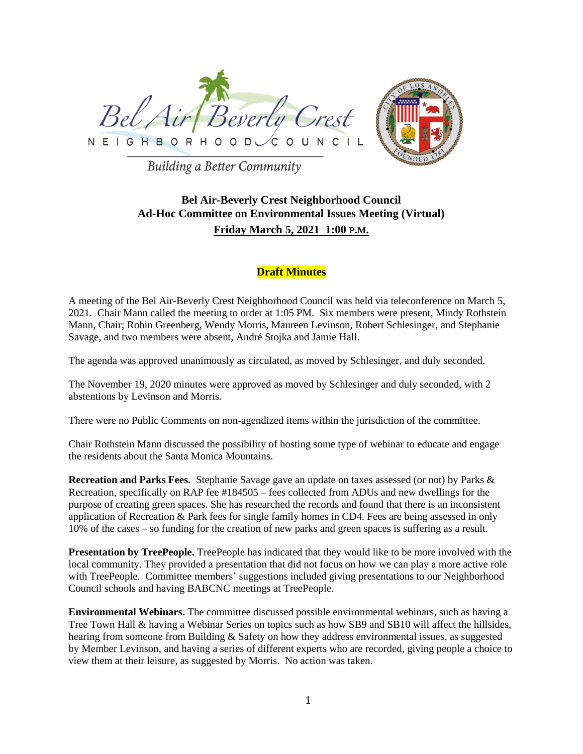Bel Air Beverly Crest
NEIGHBORHOOD COUNCIL
*Building a Better Community*

**Bel Air-Beverly Crest Neighborhood Council**
**Ad-Hoc Committee on Environmental Issues Meeting (Virtual)**
**Friday March 5, 2021 1:00 P.M.**

**Draft Minutes**

A meeting of the Bel Air-Beverly Crest Neighborhood Council was held via teleconference on March 5, 2021. Chair Mann called the meeting to order at 1:05 PM. Six members were present, Mindy Rothstein Mann, Chair; Robin Greenberg, Wendy Morris, Maureen Levinson, Robert Schlesinger, and Stephanie Savage, and two members were absent, André Stojka and Jamie Hall.

The agenda was approved unanimously as circulated, as moved by Schlesinger, and duly seconded.

The November 19, 2020 minutes were approved as moved by Schlesinger and duly seconded, with 2 abstentions by Levinson and Morris.

There were no Public Comments on non-agendized items within the jurisdiction of the committee.

Chair Rothstein Mann discussed the possibility of hosting some type of webinar to educate and engage the residents about the Santa Monica Mountains.

**Recreation and Parks Fees.** Stephanie Savage gave an update on taxes assessed (or not) by Parks & Recreation, specifically on RAP fee #184505 – fees collected from ADUs and new dwellings for the purpose of creating green spaces. She has researched the records and found that there is an inconsistent application of Recreation & Park fees for single family homes in CD4. Fees are being assessed in only 10% of the cases – so funding for the creation of new parks and green spaces is suffering as a result.

**Presentation by TreePeople.** TreePeople has indicated that they would like to be more involved with the local community. They provided a presentation that did not focus on how we can play a more active role with TreePeople. Committee members' suggestions included giving presentations to our Neighborhood Council schools and having BABCNC meetings at TreePeople.

**Environmental Webinars.** The committee discussed possible environmental webinars, such as having a Tree Town Hall & having a Webinar Series on topics such as how SB9 and SB10 will affect the hillsides, hearing from someone from Building & Safety on how they address environmental issues, as suggested by Member Levinson, and having a series of different experts who are recorded, giving people a choice to view them at their leisure, as suggested by Morris. No action was taken.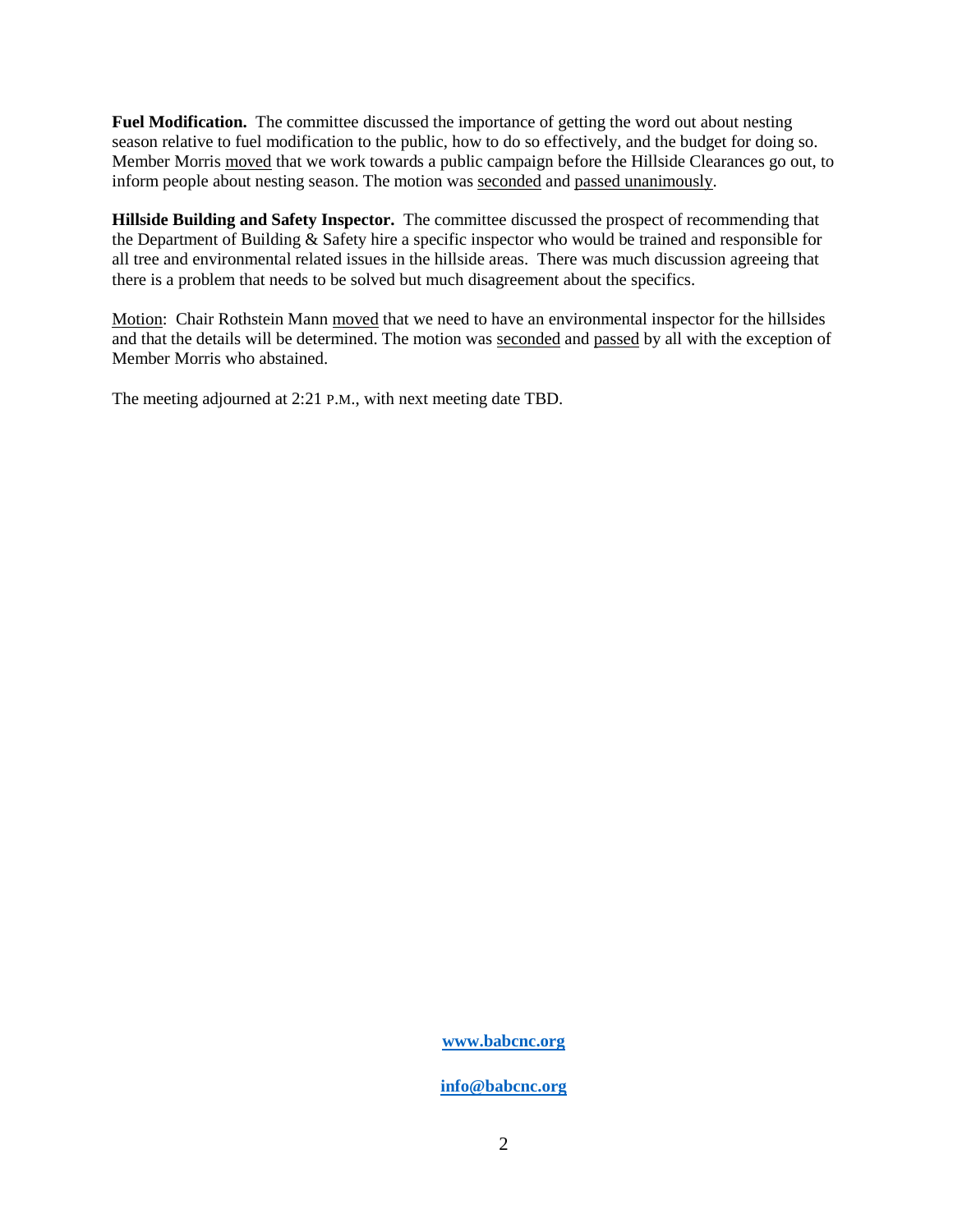**Fuel Modification.** The committee discussed the importance of getting the word out about nesting season relative to fuel modification to the public, how to do so effectively, and the budget for doing so. Member Morris moved that we work towards a public campaign before the Hillside Clearances go out, to inform people about nesting season. The motion was seconded and passed unanimously.

**Hillside Building and Safety Inspector.** The committee discussed the prospect of recommending that the Department of Building & Safety hire a specific inspector who would be trained and responsible for all tree and environmental related issues in the hillside areas. There was much discussion agreeing that there is a problem that needs to be solved but much disagreement about the specifics.

Motion: Chair Rothstein Mann moved that we need to have an environmental inspector for the hillsides and that the details will be determined. The motion was seconded and passed by all with the exception of Member Morris who abstained.

The meeting adjourned at 2:21 P.M., with next meeting date TBD.

**www.babcnc.org**

**info@babcnc.org**